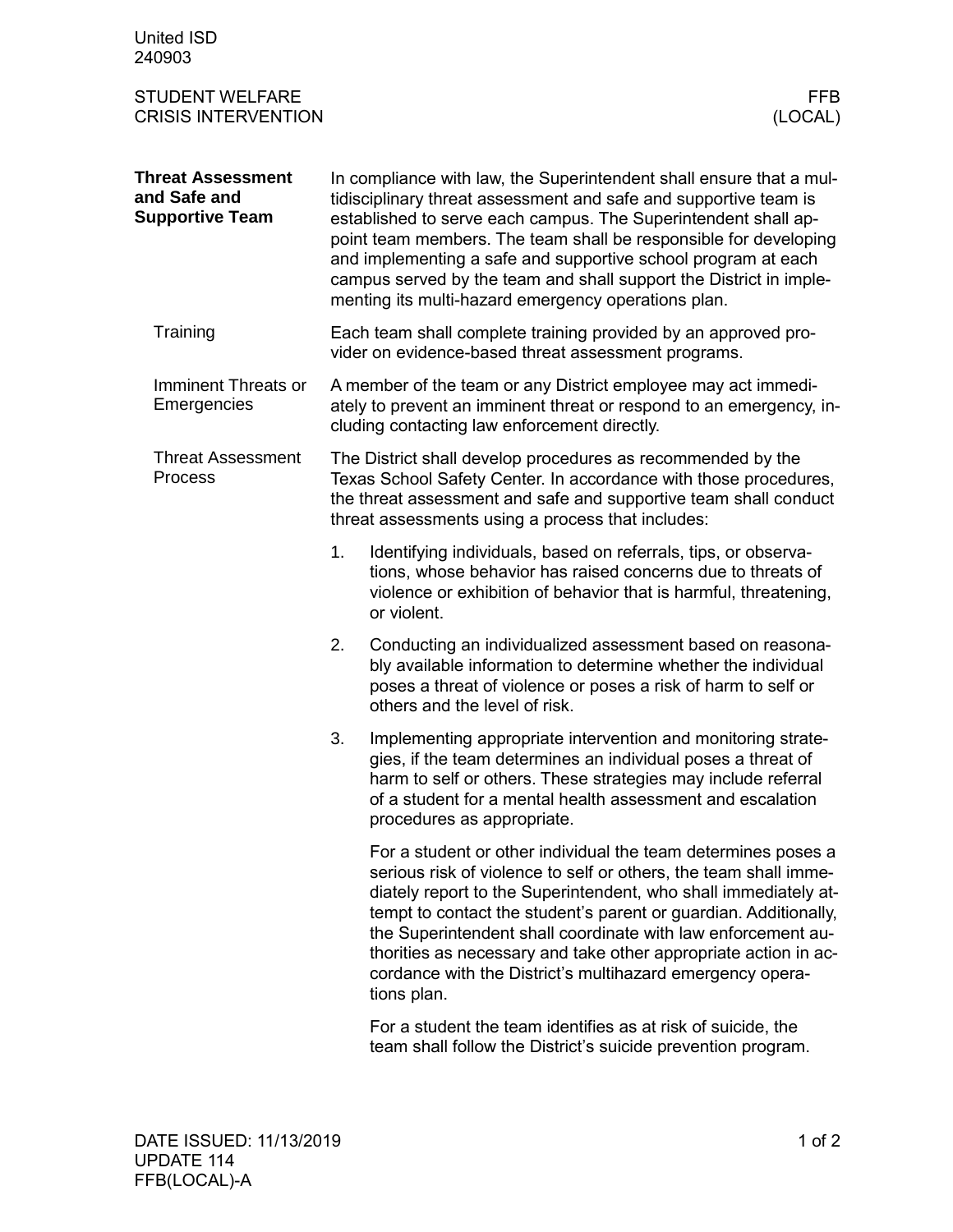United ISD
240903

STUDENT WELFARE
CRISIS INTERVENTION

FFB
(LOCAL)

## Threat Assessment and Safe and Supportive Team

In compliance with law, the Superintendent shall ensure that a multidisciplinary threat assessment and safe and supportive team is established to serve each campus. The Superintendent shall appoint team members. The team shall be responsible for developing and implementing a safe and supportive school program at each campus served by the team and shall support the District in implementing its multi-hazard emergency operations plan.

### Training

Each team shall complete training provided by an approved provider on evidence-based threat assessment programs.

### Imminent Threats or Emergencies

A member of the team or any District employee may act immediately to prevent an imminent threat or respond to an emergency, including contacting law enforcement directly.

### Threat Assessment Process

The District shall develop procedures as recommended by the Texas School Safety Center. In accordance with those procedures, the threat assessment and safe and supportive team shall conduct threat assessments using a process that includes:

1. Identifying individuals, based on referrals, tips, or observations, whose behavior has raised concerns due to threats of violence or exhibition of behavior that is harmful, threatening, or violent.
2. Conducting an individualized assessment based on reasonably available information to determine whether the individual poses a threat of violence or poses a risk of harm to self or others and the level of risk.
3. Implementing appropriate intervention and monitoring strategies, if the team determines an individual poses a threat of harm to self or others. These strategies may include referral of a student for a mental health assessment and escalation procedures as appropriate.

   For a student or other individual the team determines poses a serious risk of violence to self or others, the team shall immediately report to the Superintendent, who shall immediately attempt to contact the student's parent or guardian. Additionally, the Superintendent shall coordinate with law enforcement authorities as necessary and take other appropriate action in accordance with the District's multihazard emergency operations plan.

   For a student the team identifies as at risk of suicide, the team shall follow the District's suicide prevention program.

DATE ISSUED: 11/13/2019
UPDATE 114
FFB(LOCAL)-A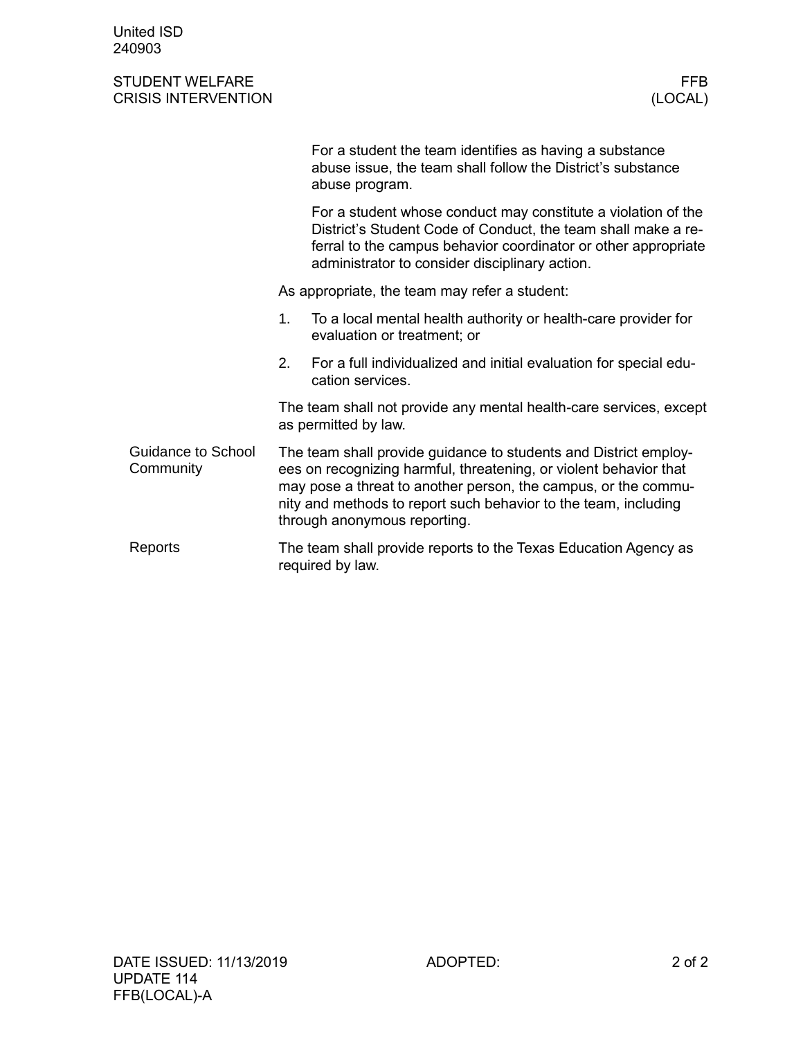For a student the team identifies as having a substance abuse issue, the team shall follow the District's substance abuse program.

For a student whose conduct may constitute a violation of the District's Student Code of Conduct, the team shall make a referral to the campus behavior coordinator or other appropriate administrator to consider disciplinary action.

As appropriate, the team may refer a student:

1. To a local mental health authority or health-care provider for evaluation or treatment; or
2. For a full individualized and initial evaluation for special education services.

The team shall not provide any mental health-care services, except as permitted by law.

## Guidance to School Community

The team shall provide guidance to students and District employees on recognizing harmful, threatening, or violent behavior that may pose a threat to another person, the campus, or the community and methods to report such behavior to the team, including through anonymous reporting.

## Reports

The team shall provide reports to the Texas Education Agency as required by law.